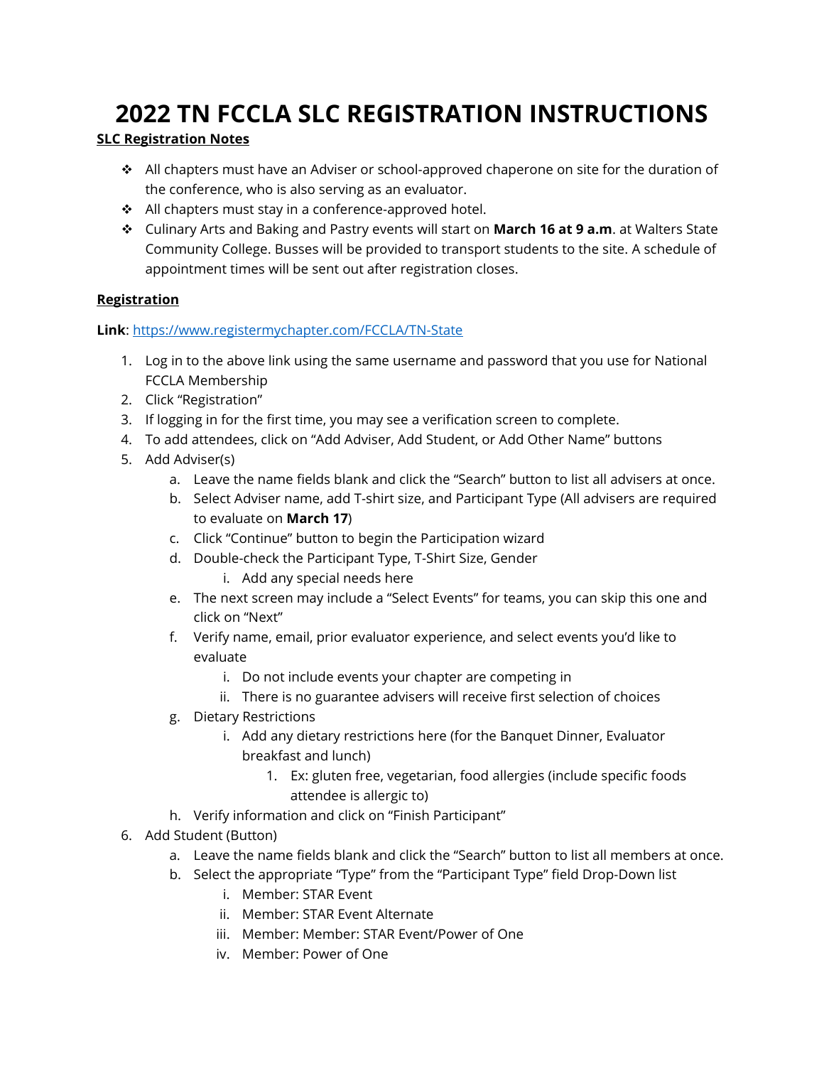# 2022 TN FCCLA SLC REGISTRATION INSTRUCTIONS

**SLC Registration Notes**

- All chapters must have an Adviser or school-approved chaperone on site for the duration of the conference, who is also serving as an evaluator.
- All chapters must stay in a conference-approved hotel.
- Culinary Arts and Baking and Pastry events will start on **March 16 at 9 a.m**. at Walters State Community College. Busses will be provided to transport students to the site. A schedule of appointment times will be sent out after registration closes.

**Registration**

**Link**: [https://www.registermychapter.com/FCCLA/TN-State](https://www.registermychapter.com/FCCLA/TN-State)

1. Log in to the above link using the same username and password that you use for National FCCLA Membership
2. Click "Registration"
3. If logging in for the first time, you may see a verification screen to complete.
4. To add attendees, click on "Add Adviser, Add Student, or Add Other Name" buttons
5. Add Adviser(s)
   a. Leave the name fields blank and click the "Search" button to list all advisers at once.
   b. Select Adviser name, add T-shirt size, and Participant Type (All advisers are required to evaluate on **March 17**)
   c. Click "Continue" button to begin the Participation wizard
   d. Double-check the Participant Type, T-Shirt Size, Gender
      i. Add any special needs here
   e. The next screen may include a "Select Events" for teams, you can skip this one and click on "Next"
   f. Verify name, email, prior evaluator experience, and select events you'd like to evaluate
      i. Do not include events your chapter are competing in
      ii. There is no guarantee advisers will receive first selection of choices
   g. Dietary Restrictions
      i. Add any dietary restrictions here (for the Banquet Dinner, Evaluator breakfast and lunch)
         1. Ex: gluten free, vegetarian, food allergies (include specific foods attendee is allergic to)
   h. Verify information and click on "Finish Participant"
6. Add Student (Button)
   a. Leave the name fields blank and click the "Search" button to list all members at once.
   b. Select the appropriate "Type" from the "Participant Type" field Drop-Down list
      i. Member: STAR Event
      ii. Member: STAR Event Alternate
      iii. Member: Member: STAR Event/Power of One
      iv. Member: Power of One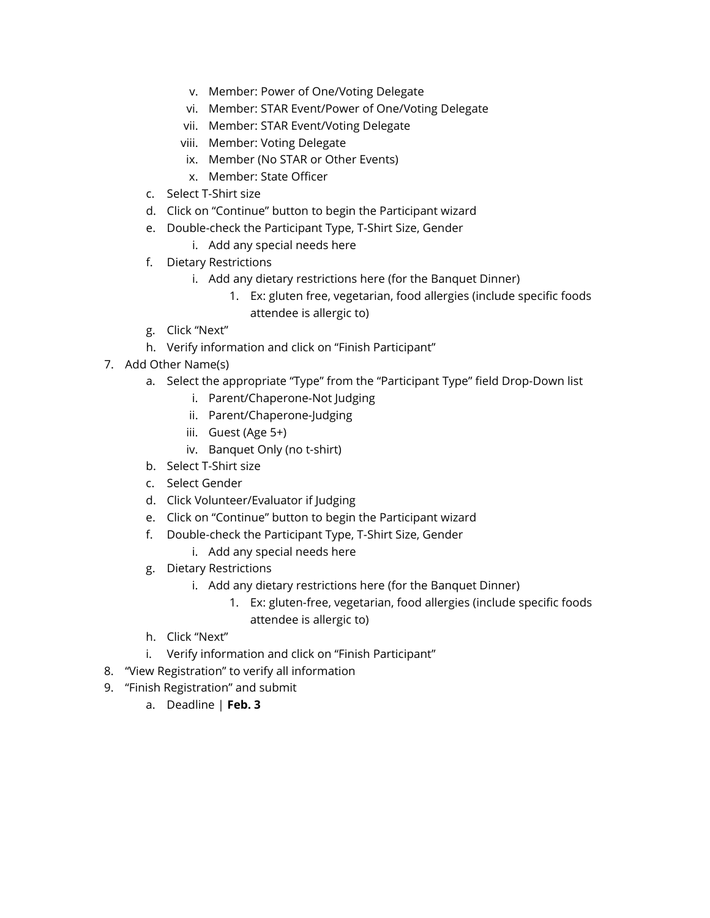v. Member: Power of One/Voting Delegate
      vi. Member: STAR Event/Power of One/Voting Delegate
      vii. Member: STAR Event/Voting Delegate
      viii. Member: Voting Delegate
      ix. Member (No STAR or Other Events)
      x. Member: State Officer
   c. Select T-Shirt size
   d. Click on “Continue” button to begin the Participant wizard
   e. Double-check the Participant Type, T-Shirt Size, Gender
      i. Add any special needs here
   f. Dietary Restrictions
      i. Add any dietary restrictions here (for the Banquet Dinner)
         1. Ex: gluten free, vegetarian, food allergies (include specific foods attendee is allergic to)
   g. Click “Next”
   h. Verify information and click on “Finish Participant”

7. Add Other Name(s)
   a. Select the appropriate “Type” from the “Participant Type” field Drop-Down list
      i. Parent/Chaperone-Not Judging
      ii. Parent/Chaperone-Judging
      iii. Guest (Age 5+)
      iv. Banquet Only (no t-shirt)
   b. Select T-Shirt size
   c. Select Gender
   d. Click Volunteer/Evaluator if Judging
   e. Click on “Continue” button to begin the Participant wizard
   f. Double-check the Participant Type, T-Shirt Size, Gender
      i. Add any special needs here
   g. Dietary Restrictions
      i. Add any dietary restrictions here (for the Banquet Dinner)
         1. Ex: gluten-free, vegetarian, food allergies (include specific foods attendee is allergic to)
   h. Click “Next”
   i. Verify information and click on “Finish Participant”

8. “View Registration” to verify all information

9. “Finish Registration” and submit
   a. Deadline | **Feb. 3**